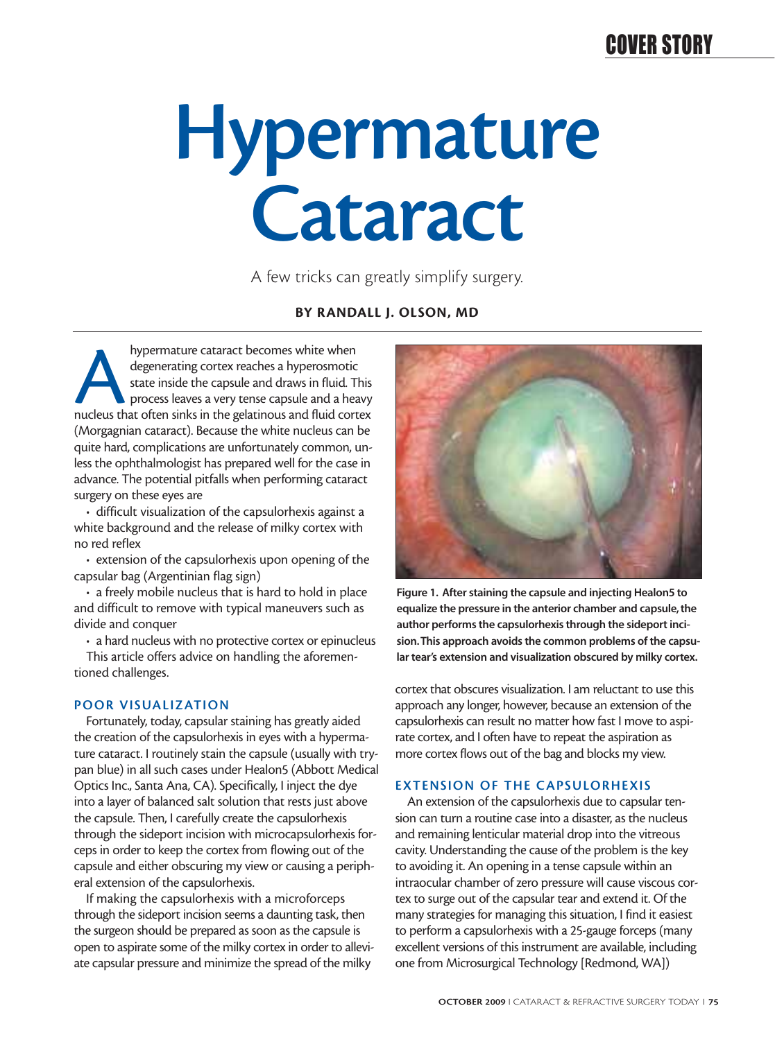# Hypermature Cataract

A few tricks can greatly simplify surgery.

**BY RANDALL J. OLSON, MD**

A hypermature cataract becomes white when degenerating cortex reaches a hyperosmotic state inside the capsule and draws in fluid. This process leaves a very tense capsule and a heavy nucleus that often sinks in the gelatinous and fluid cortex (Morgagnian cataract). Because the white nucleus can be quite hard, complications are unfortunately common, unless the ophthalmologist has prepared well for the case in advance. The potential pitfalls when performing cataract surgery on these eyes are

- difficult visualization of the capsulorhexis against a white background and the release of milky cortex with no red reflex
- extension of the capsulorhexis upon opening of the capsular bag (Argentinian flag sign)
- a freely mobile nucleus that is hard to hold in place and difficult to remove with typical maneuvers such as divide and conquer
- a hard nucleus with no protective cortex or epinucleus

This article offers advice on handling the aforementioned challenges.

## POOR VISUALIZATION

Fortunately, today, capsular staining has greatly aided the creation of the capsulorhexis in eyes with a hypermature cataract. I routinely stain the capsule (usually with trypan blue) in all such cases under Healon5 (Abbott Medical Optics Inc., Santa Ana, CA). Specifically, I inject the dye into a layer of balanced salt solution that rests just above the capsule. Then, I carefully create the capsulorhexis through the sideport incision with microcapsulorhexis forceps in order to keep the cortex from flowing out of the capsule and either obscuring my view or causing a peripheral extension of the capsulorhexis.

If making the capsulorhexis with a microforceps through the sideport incision seems a daunting task, then the surgeon should be prepared as soon as the capsule is open to aspirate some of the milky cortex in order to alleviate capsular pressure and minimize the spread of the milky cortex that obscures visualization. I am reluctant to use this approach any longer, however, because an extension of the capsulorhexis can result no matter how fast I move to aspirate cortex, and I often have to repeat the aspiration as more cortex flows out of the bag and blocks my view.

**Figure 1. After staining the capsule and injecting Healon5 to equalize the pressure in the anterior chamber and capsule, the author performs the capsulorhexis through the sideport incision. This approach avoids the common problems of the capsular tear's extension and visualization obscured by milky cortex.**

## EXTENSION OF THE CAPSULORHEXIS

An extension of the capsulorhexis due to capsular tension can turn a routine case into a disaster, as the nucleus and remaining lenticular material drop into the vitreous cavity. Understanding the cause of the problem is the key to avoiding it. An opening in a tense capsule within an intraocular chamber of zero pressure will cause viscous cortex to surge out of the capsular tear and extend it. Of the many strategies for managing this situation, I find it easiest to perform a capsulorhexis with a 25-gauge forceps (many excellent versions of this instrument are available, including one from Microsurgical Technology [Redmond, WA])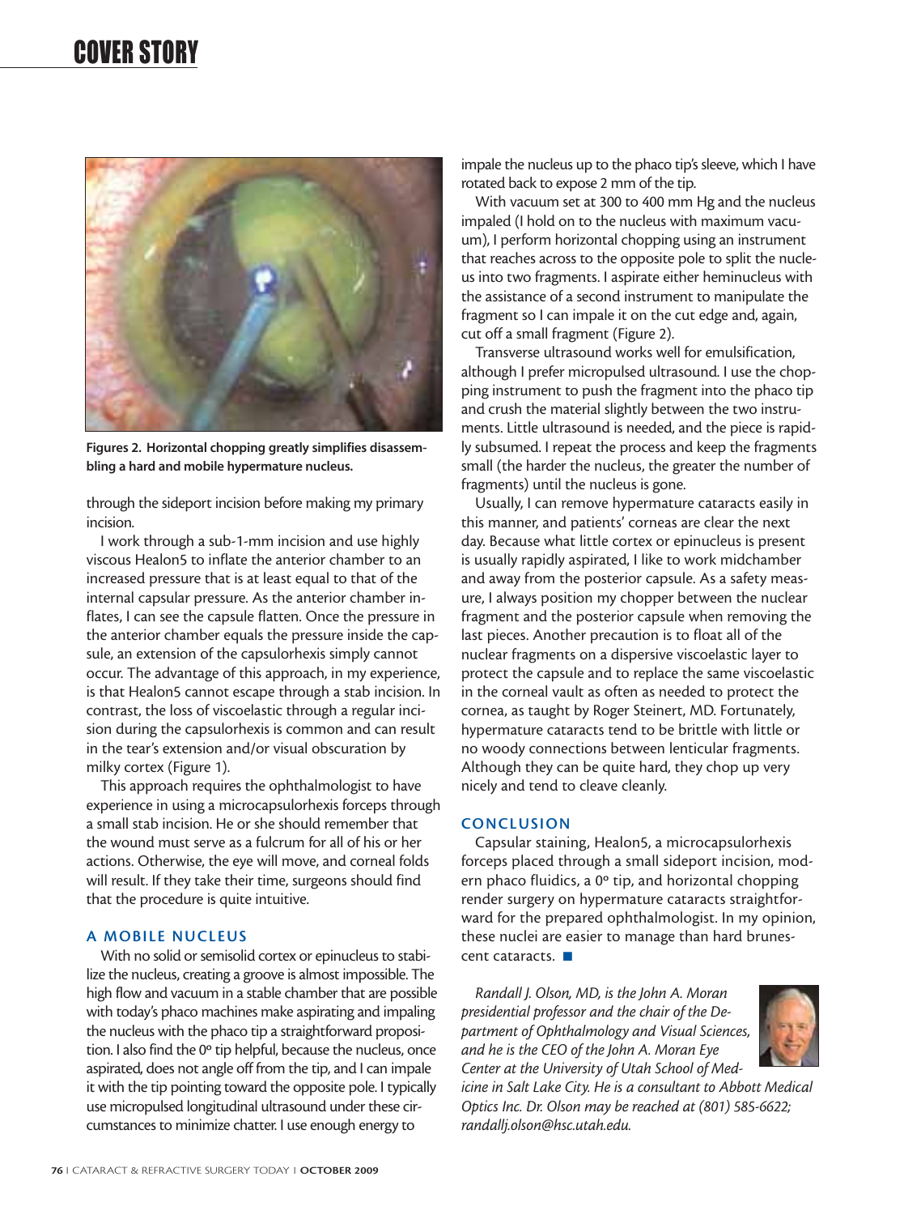Figures 2. Horizontal chopping greatly simplifies disassembling a hard and mobile hypermature nucleus.

through the sideport incision before making my primary incision.

I work through a sub-1-mm incision and use highly viscous Healon5 to inflate the anterior chamber to an increased pressure that is at least equal to that of the internal capsular pressure. As the anterior chamber inflates, I can see the capsule flatten. Once the pressure in the anterior chamber equals the pressure inside the capsule, an extension of the capsulorhexis simply cannot occur. The advantage of this approach, in my experience, is that Healon5 cannot escape through a stab incision. In contrast, the loss of viscoelastic through a regular incision during the capsulorhexis is common and can result in the tear's extension and/or visual obscuration by milky cortex (Figure 1).

This approach requires the ophthalmologist to have experience in using a microcapsulorhexis forceps through a small stab incision. He or she should remember that the wound must serve as a fulcrum for all of his or her actions. Otherwise, the eye will move, and corneal folds will result. If they take their time, surgeons should find that the procedure is quite intuitive.

## A MOBILE NUCLEUS

With no solid or semisolid cortex or epinucleus to stabilize the nucleus, creating a groove is almost impossible. The high flow and vacuum in a stable chamber that are possible with today's phaco machines make aspirating and impaling the nucleus with the phaco tip a straightforward proposition. I also find the 0º tip helpful, because the nucleus, once aspirated, does not angle off from the tip, and I can impale it with the tip pointing toward the opposite pole. I typically use micropulsed longitudinal ultrasound under these circumstances to minimize chatter. I use enough energy to impale the nucleus up to the phaco tip's sleeve, which I have rotated back to expose 2 mm of the tip.

With vacuum set at 300 to 400 mm Hg and the nucleus impaled (I hold on to the nucleus with maximum vacuum), I perform horizontal chopping using an instrument that reaches across to the opposite pole to split the nucleus into two fragments. I aspirate either heminucleus with the assistance of a second instrument to manipulate the fragment so I can impale it on the cut edge and, again, cut off a small fragment (Figure 2).

Transverse ultrasound works well for emulsification, although I prefer micropulsed ultrasound. I use the chopping instrument to push the fragment into the phaco tip and crush the material slightly between the two instruments. Little ultrasound is needed, and the piece is rapidly subsumed. I repeat the process and keep the fragments small (the harder the nucleus, the greater the number of fragments) until the nucleus is gone.

Usually, I can remove hypermature cataracts easily in this manner, and patients' corneas are clear the next day. Because what little cortex or epinucleus is present is usually rapidly aspirated, I like to work midchamber and away from the posterior capsule. As a safety measure, I always position my chopper between the nuclear fragment and the posterior capsule when removing the last pieces. Another precaution is to float all of the nuclear fragments on a dispersive viscoelastic layer to protect the capsule and to replace the same viscoelastic in the corneal vault as often as needed to protect the cornea, as taught by Roger Steinert, MD. Fortunately, hypermature cataracts tend to be brittle with little or no woody connections between lenticular fragments. Although they can be quite hard, they chop up very nicely and tend to cleave cleanly.

## CONCLUSION

Capsular staining, Healon5, a microcapsulorhexis forceps placed through a small sideport incision, modern phaco fluidics, a 0º tip, and horizontal chopping render surgery on hypermature cataracts straightforward for the prepared ophthalmologist. In my opinion, these nuclei are easier to manage than hard brunescent cataracts. ■

*Randall J. Olson, MD, is the John A. Moran presidential professor and the chair of the Department of Ophthalmology and Visual Sciences, and he is the CEO of the John A. Moran Eye Center at the University of Utah School of Medicine in Salt Lake City. He is a consultant to Abbott Medical Optics Inc. Dr. Olson may be reached at (801) 585-6622; randallj.olson@hsc.utah.edu.*